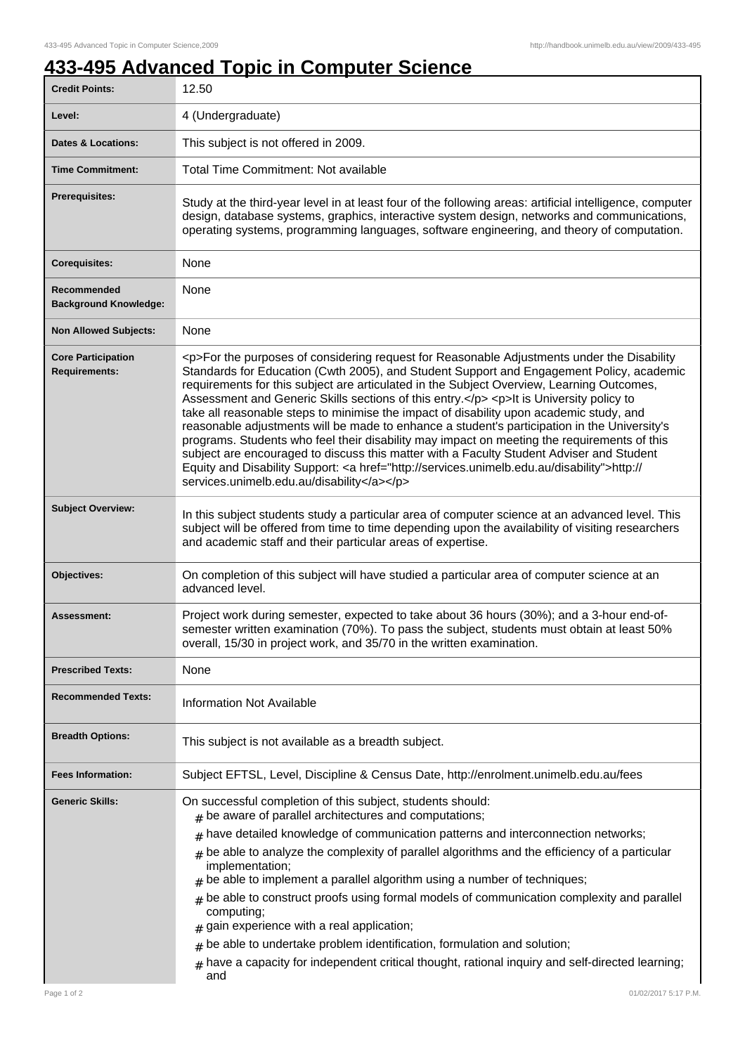# 433-495 Advanced Topic in Computer Science

| | |
|---|---|
| **Credit Points:** | 12.50 |
| **Level:** | 4 (Undergraduate) |
| **Dates & Locations:** | This subject is not offered in 2009. |
| **Time Commitment:** | Total Time Commitment: Not available |
| **Prerequisites:** | Study at the third-year level in at least four of the following areas: artificial intelligence, computer design, database systems, graphics, interactive system design, networks and communications, operating systems, programming languages, software engineering, and theory of computation. |
| **Corequisites:** | None |
| **Recommended Background Knowledge:** | None |
| **Non Allowed Subjects:** | None |
| **Core Participation Requirements:** | <p>For the purposes of considering request for Reasonable Adjustments under the Disability Standards for Education (Cwth 2005), and Student Support and Engagement Policy, academic requirements for this subject are articulated in the Subject Overview, Learning Outcomes, Assessment and Generic Skills sections of this entry.</p> <p>It is University policy to take all reasonable steps to minimise the impact of disability upon academic study, and reasonable adjustments will be made to enhance a student's participation in the University's programs. Students who feel their disability may impact on meeting the requirements of this subject are encouraged to discuss this matter with a Faculty Student Adviser and Student Equity and Disability Support: <a href="http://services.unimelb.edu.au/disability">http://services.unimelb.edu.au/disability</a></p> |
| **Subject Overview:** | In this subject students study a particular area of computer science at an advanced level. This subject will be offered from time to time depending upon the availability of visiting researchers and academic staff and their particular areas of expertise. |
| **Objectives:** | On completion of this subject will have studied a particular area of computer science at an advanced level. |
| **Assessment:** | Project work during semester, expected to take about 36 hours (30%); and a 3-hour end-of-semester written examination (70%). To pass the subject, students must obtain at least 50% overall, 15/30 in project work, and 35/70 in the written examination. |
| **Prescribed Texts:** | None |
| **Recommended Texts:** | Information Not Available |
| **Breadth Options:** | This subject is not available as a breadth subject. |
| **Fees Information:** | Subject EFTSL, Level, Discipline & Census Date, http://enrolment.unimelb.edu.au/fees |
| **Generic Skills:** | On successful completion of this subject, students should: # be aware of parallel architectures and computations; # have detailed knowledge of communication patterns and interconnection networks; # be able to analyze the complexity of parallel algorithms and the efficiency of a particular implementation; # be able to implement a parallel algorithm using a number of techniques; # be able to construct proofs using formal models of communication complexity and parallel computing; # gain experience with a real application; # be able to undertake problem identification, formulation and solution; # have a capacity for independent critical thought, rational inquiry and self-directed learning; and |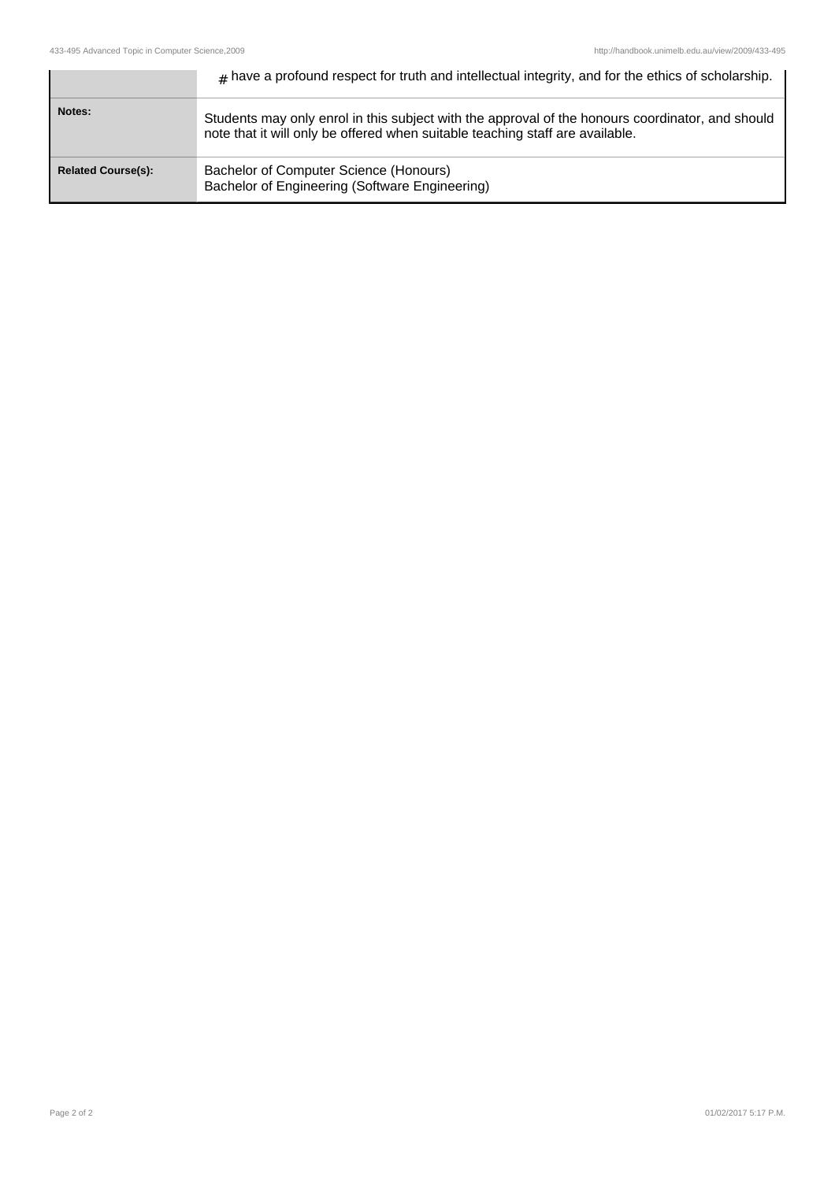| | |
|---|---|
| | # have a profound respect for truth and intellectual integrity, and for the ethics of scholarship. |
| **Notes:** | Students may only enrol in this subject with the approval of the honours coordinator, and should note that it will only be offered when suitable teaching staff are available. |
| **Related Course(s):** | Bachelor of Computer Science (Honours)<br>Bachelor of Engineering (Software Engineering) |